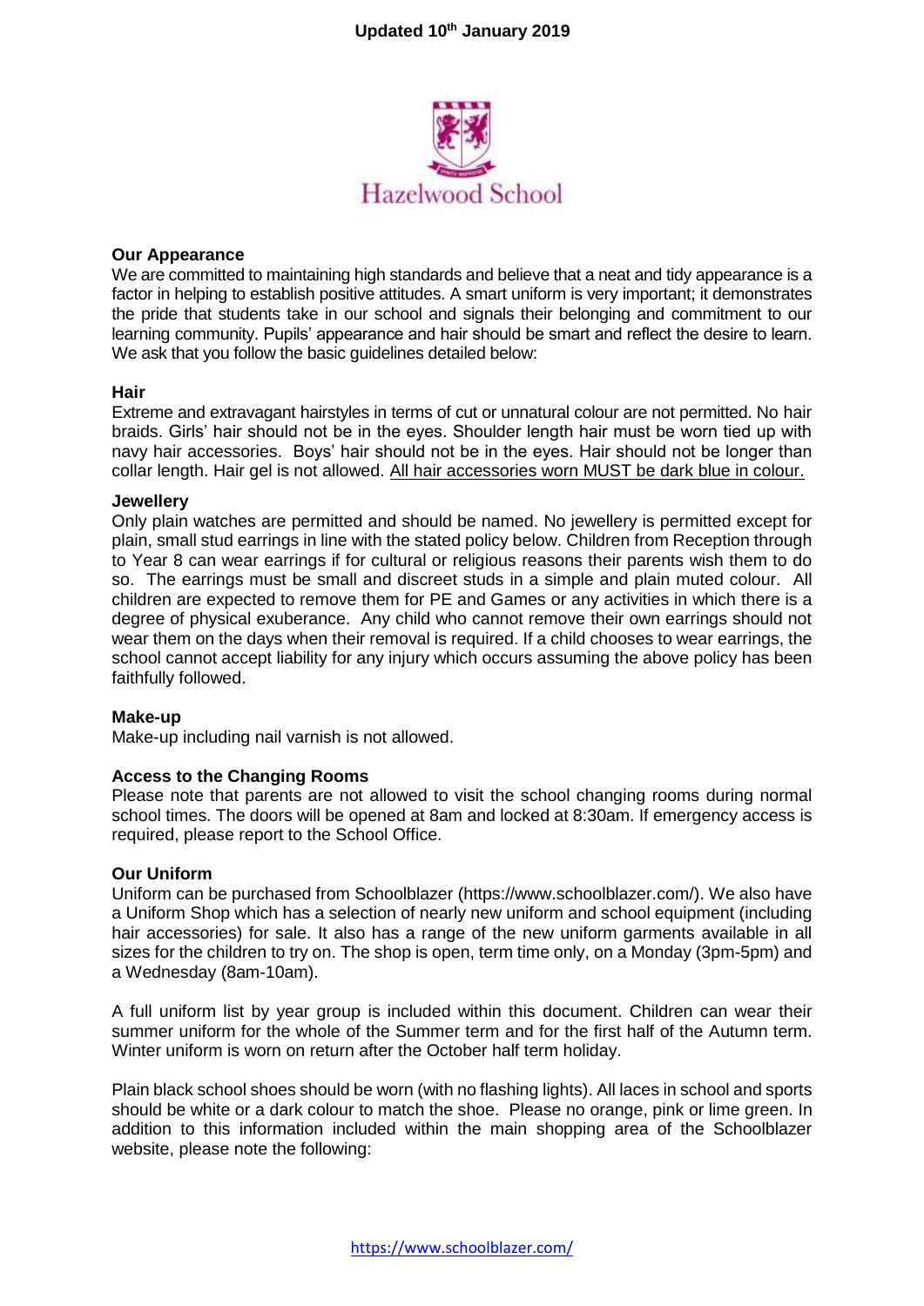**Updated 10th January 2019**

Hazelwood School

**Our Appearance**

We are committed to maintaining high standards and believe that a neat and tidy appearance is a factor in helping to establish positive attitudes. A smart uniform is very important; it demonstrates the pride that students take in our school and signals their belonging and commitment to our learning community. Pupils' appearance and hair should be smart and reflect the desire to learn. We ask that you follow the basic guidelines detailed below:

**Hair**

Extreme and extravagant hairstyles in terms of cut or unnatural colour are not permitted. No hair braids. Girls' hair should not be in the eyes. Shoulder length hair must be worn tied up with navy hair accessories. Boys' hair should not be in the eyes. Hair should not be longer than collar length. Hair gel is not allowed. <u>All hair accessories worn MUST be dark blue in colour.</u>

**Jewellery**

Only plain watches are permitted and should be named. No jewellery is permitted except for plain, small stud earrings in line with the stated policy below. Children from Reception through to Year 8 can wear earrings if for cultural or religious reasons their parents wish them to do so. The earrings must be small and discreet studs in a simple and plain muted colour. All children are expected to remove them for PE and Games or any activities in which there is a degree of physical exuberance. Any child who cannot remove their own earrings should not wear them on the days when their removal is required. If a child chooses to wear earrings, the school cannot accept liability for any injury which occurs assuming the above policy has been faithfully followed.

**Make-up**

Make-up including nail varnish is not allowed.

**Access to the Changing Rooms**

Please note that parents are not allowed to visit the school changing rooms during normal school times. The doors will be opened at 8am and locked at 8:30am. If emergency access is required, please report to the School Office.

**Our Uniform**

Uniform can be purchased from Schoolblazer (https://www.schoolblazer.com/). We also have a Uniform Shop which has a selection of nearly new uniform and school equipment (including hair accessories) for sale. It also has a range of the new uniform garments available in all sizes for the children to try on. The shop is open, term time only, on a Monday (3pm-5pm) and a Wednesday (8am-10am).

A full uniform list by year group is included within this document. Children can wear their summer uniform for the whole of the Summer term and for the first half of the Autumn term. Winter uniform is worn on return after the October half term holiday.

Plain black school shoes should be worn (with no flashing lights). All laces in school and sports should be white or a dark colour to match the shoe. Please no orange, pink or lime green. In addition to this information included within the main shopping area of the Schoolblazer website, please note the following: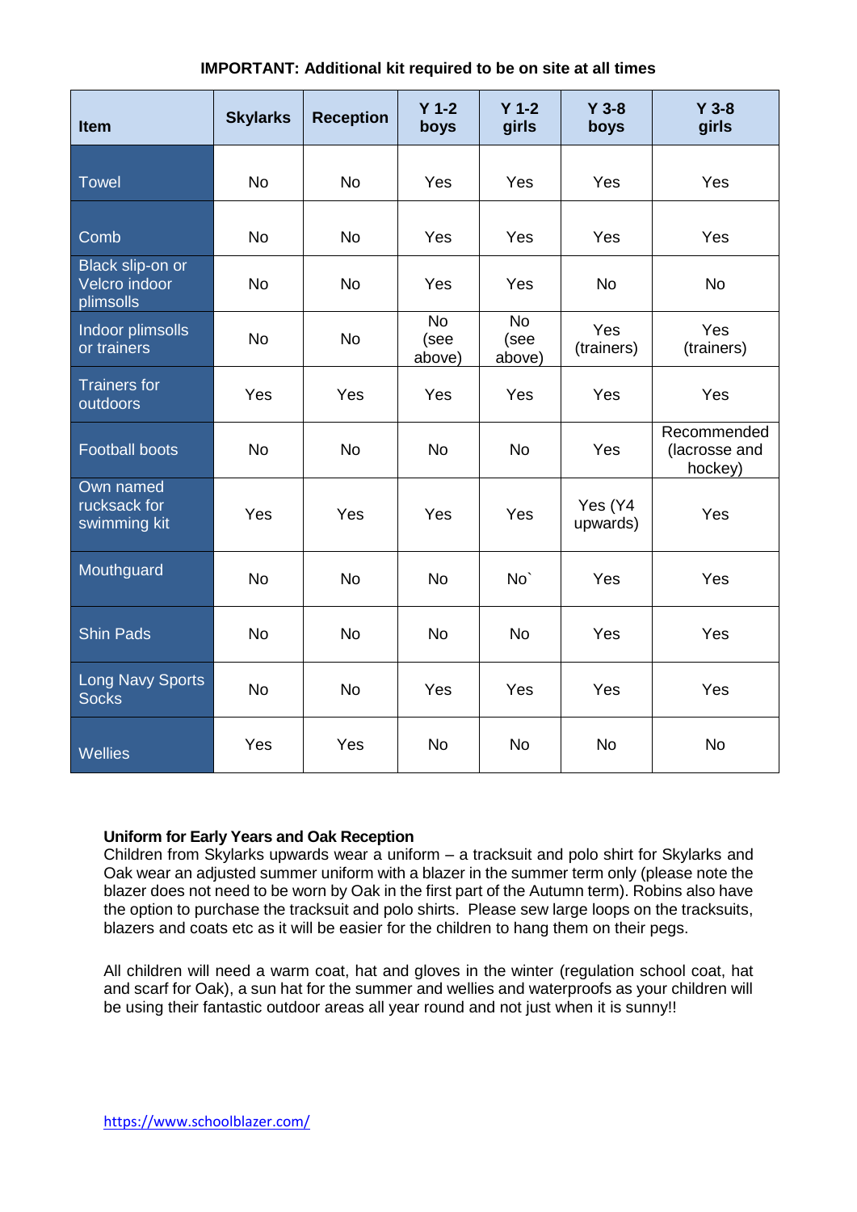**IMPORTANT: Additional kit required to be on site at all times**

| Item | Skylarks | Reception | Y 1-2 boys | Y 1-2 girls | Y 3-8 boys | Y 3-8 girls |
|---|---|---|---|---|---|---|
| Towel | No | No | Yes | Yes | Yes | Yes |
| Comb | No | No | Yes | Yes | Yes | Yes |
| Black slip-on or Velcro indoor plimsolls | No | No | Yes | Yes | No | No |
| Indoor plimsolls or trainers | No | No | No (see above) | No (see above) | Yes (trainers) | Yes (trainers) |
| Trainers for outdoors | Yes | Yes | Yes | Yes | Yes | Yes |
| Football boots | No | No | No | No | Yes | Recommended (lacrosse and hockey) |
| Own named rucksack for swimming kit | Yes | Yes | Yes | Yes | Yes (Y4 upwards) | Yes |
| Mouthguard | No | No | No | No` | Yes | Yes |
| Shin Pads | No | No | No | No | Yes | Yes |
| Long Navy Sports Socks | No | No | Yes | Yes | Yes | Yes |
| Wellies | Yes | Yes | No | No | No | No |

**Uniform for Early Years and Oak Reception**

Children from Skylarks upwards wear a uniform – a tracksuit and polo shirt for Skylarks and Oak wear an adjusted summer uniform with a blazer in the summer term only (please note the blazer does not need to be worn by Oak in the first part of the Autumn term). Robins also have the option to purchase the tracksuit and polo shirts. Please sew large loops on the tracksuits, blazers and coats etc as it will be easier for the children to hang them on their pegs.

All children will need a warm coat, hat and gloves in the winter (regulation school coat, hat and scarf for Oak), a sun hat for the summer and wellies and waterproofs as your children will be using their fantastic outdoor areas all year round and not just when it is sunny!!

https://www.schoolblazer.com/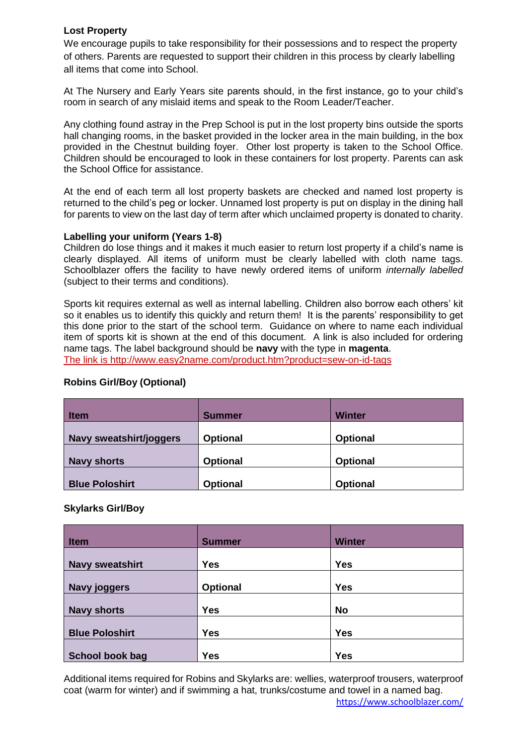**Lost Property**

We encourage pupils to take responsibility for their possessions and to respect the property of others. Parents are requested to support their children in this process by clearly labelling all items that come into School.

At The Nursery and Early Years site parents should, in the first instance, go to your child's room in search of any mislaid items and speak to the Room Leader/Teacher.

Any clothing found astray in the Prep School is put in the lost property bins outside the sports hall changing rooms, in the basket provided in the locker area in the main building, in the box provided in the Chestnut building foyer. Other lost property is taken to the School Office. Children should be encouraged to look in these containers for lost property. Parents can ask the School Office for assistance.

At the end of each term all lost property baskets are checked and named lost property is returned to the child's peg or locker. Unnamed lost property is put on display in the dining hall for parents to view on the last day of term after which unclaimed property is donated to charity.

**Labelling your uniform (Years 1-8)**

Children do lose things and it makes it much easier to return lost property if a child's name is clearly displayed. All items of uniform must be clearly labelled with cloth name tags. Schoolblazer offers the facility to have newly ordered items of uniform *internally labelled* (subject to their terms and conditions).

Sports kit requires external as well as internal labelling. Children also borrow each others' kit so it enables us to identify this quickly and return them! It is the parents' responsibility to get this done prior to the start of the school term. Guidance on where to name each individual item of sports kit is shown at the end of this document. A link is also included for ordering name tags. The label background should be **navy** with the type in **magenta**.
The link is http://www.easy2name.com/product.htm?product=sew-on-id-tags

**Robins Girl/Boy (Optional)**

| Item | Summer | Winter |
|---|---|---|
| Navy sweatshirt/joggers | Optional | Optional |
| Navy shorts | Optional | Optional |
| Blue Poloshirt | Optional | Optional |

**Skylarks Girl/Boy**

| Item | Summer | Winter |
|---|---|---|
| Navy sweatshirt | Yes | Yes |
| Navy joggers | Optional | Yes |
| Navy shorts | Yes | No |
| Blue Poloshirt | Yes | Yes |
| School book bag | Yes | Yes |

Additional items required for Robins and Skylarks are: wellies, waterproof trousers, waterproof coat (warm for winter) and if swimming a hat, trunks/costume and towel in a named bag.

https://www.schoolblazer.com/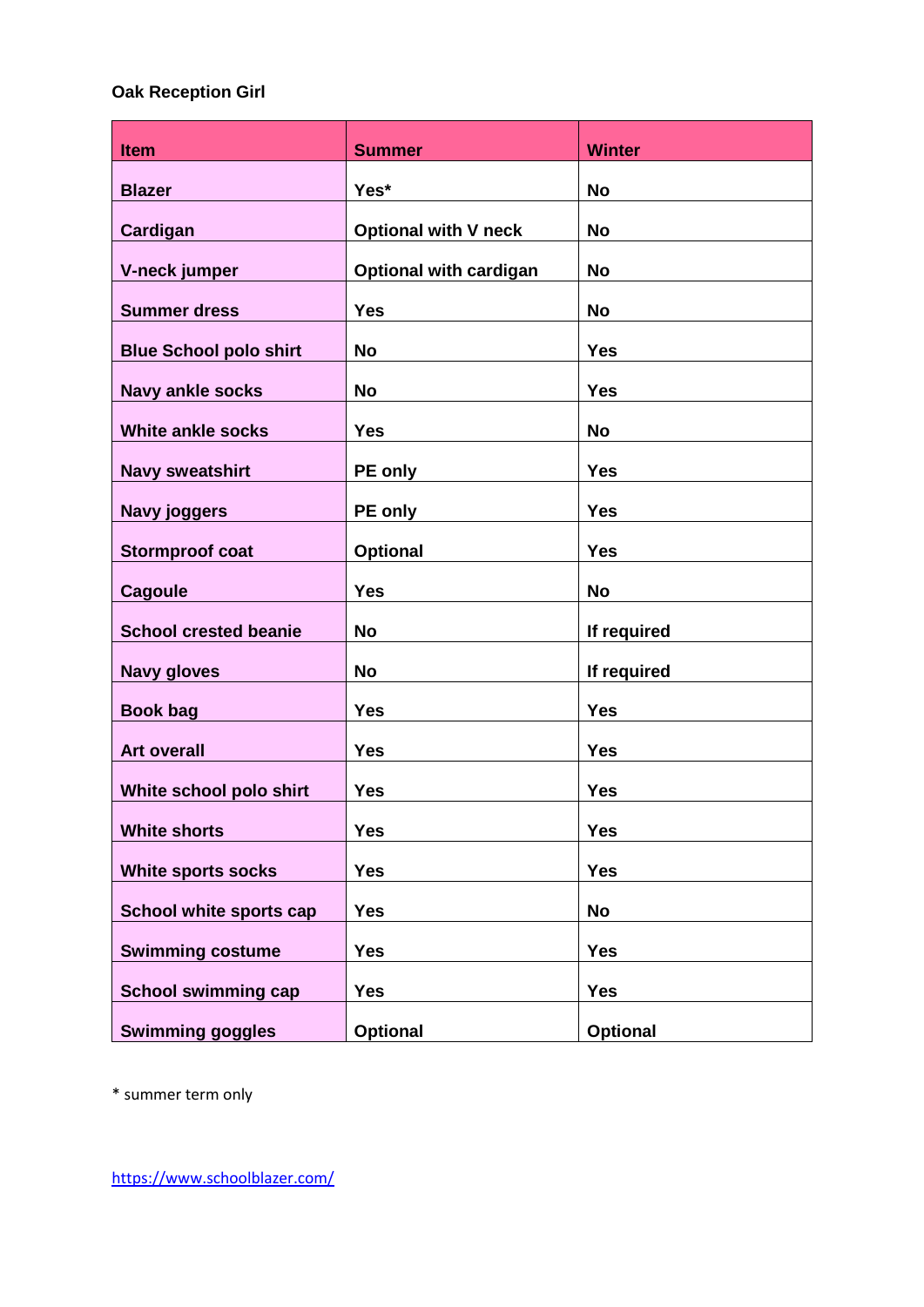**Oak Reception Girl**

| Item | Summer | Winter |
| --- | --- | --- |
| Blazer | Yes* | No |
| Cardigan | Optional with V neck | No |
| V-neck jumper | Optional with cardigan | No |
| Summer dress | Yes | No |
| Blue School polo shirt | No | Yes |
| Navy ankle socks | No | Yes |
| White ankle socks | Yes | No |
| Navy sweatshirt | PE only | Yes |
| Navy joggers | PE only | Yes |
| Stormproof coat | Optional | Yes |
| Cagoule | Yes | No |
| School crested beanie | No | If required |
| Navy gloves | No | If required |
| Book bag | Yes | Yes |
| Art overall | Yes | Yes |
| White school polo shirt | Yes | Yes |
| White shorts | Yes | Yes |
| White sports socks | Yes | Yes |
| School white sports cap | Yes | No |
| Swimming costume | Yes | Yes |
| School swimming cap | Yes | Yes |
| Swimming goggles | Optional | Optional |

* summer term only

https://www.schoolblazer.com/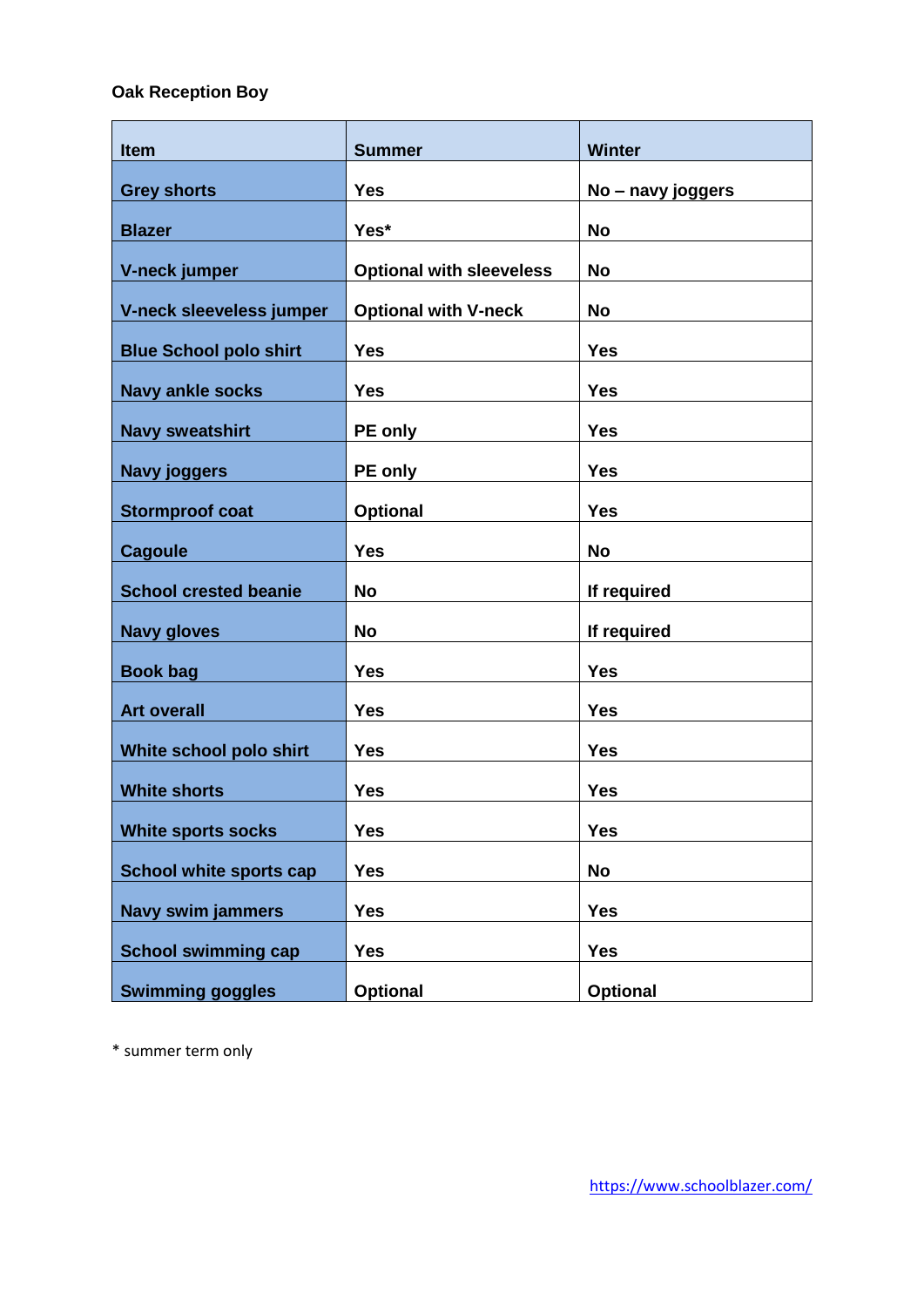**Oak Reception Boy**

| Item | Summer | Winter |
|---|---|---|
| Grey shorts | Yes | No – navy joggers |
| Blazer | Yes* | No |
| V-neck jumper | Optional with sleeveless | No |
| V-neck sleeveless jumper | Optional with V-neck | No |
| Blue School polo shirt | Yes | Yes |
| Navy ankle socks | Yes | Yes |
| Navy sweatshirt | PE only | Yes |
| Navy joggers | PE only | Yes |
| Stormproof coat | Optional | Yes |
| Cagoule | Yes | No |
| School crested beanie | No | If required |
| Navy gloves | No | If required |
| Book bag | Yes | Yes |
| Art overall | Yes | Yes |
| White school polo shirt | Yes | Yes |
| White shorts | Yes | Yes |
| White sports socks | Yes | Yes |
| School white sports cap | Yes | No |
| Navy swim jammers | Yes | Yes |
| School swimming cap | Yes | Yes |
| Swimming goggles | Optional | Optional |

* summer term only

https://www.schoolblazer.com/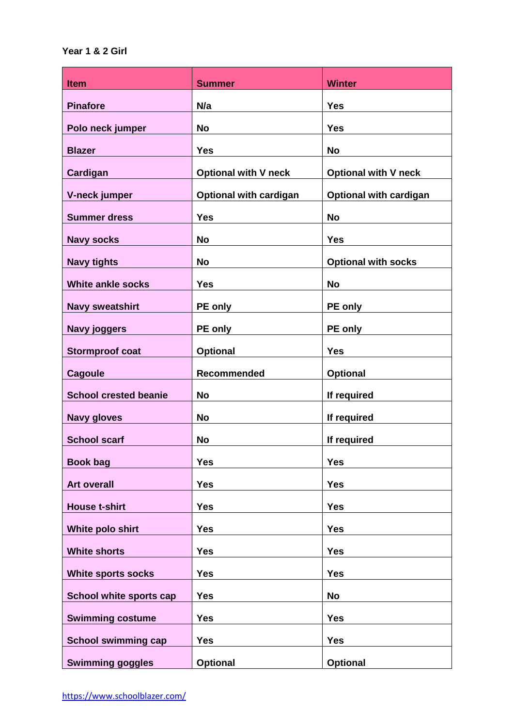Year 1 & 2 Girl

| Item | Summer | Winter |
| --- | --- | --- |
| Pinafore | N/a | Yes |
| Polo neck jumper | No | Yes |
| Blazer | Yes | No |
| Cardigan | Optional with V neck | Optional with V neck |
| V-neck jumper | Optional with cardigan | Optional with cardigan |
| Summer dress | Yes | No |
| Navy socks | No | Yes |
| Navy tights | No | Optional with socks |
| White ankle socks | Yes | No |
| Navy sweatshirt | PE only | PE only |
| Navy joggers | PE only | PE only |
| Stormproof coat | Optional | Yes |
| Cagoule | Recommended | Optional |
| School crested beanie | No | If required |
| Navy gloves | No | If required |
| School scarf | No | If required |
| Book bag | Yes | Yes |
| Art overall | Yes | Yes |
| House t-shirt | Yes | Yes |
| White polo shirt | Yes | Yes |
| White shorts | Yes | Yes |
| White sports socks | Yes | Yes |
| School white sports cap | Yes | No |
| Swimming costume | Yes | Yes |
| School swimming cap | Yes | Yes |
| Swimming goggles | Optional | Optional |

https://www.schoolblazer.com/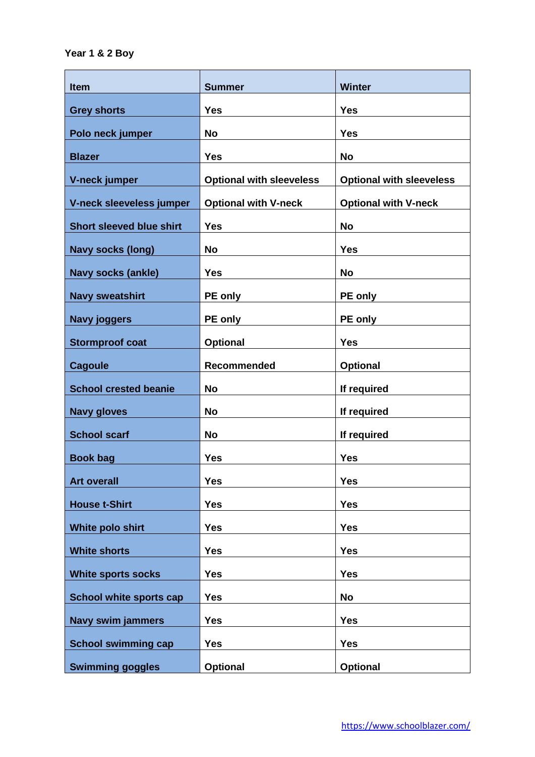Year 1 & 2 Boy

| Item | Summer | Winter |
|---|---|---|
| Grey shorts | Yes | Yes |
| Polo neck jumper | No | Yes |
| Blazer | Yes | No |
| V-neck jumper | Optional with sleeveless | Optional with sleeveless |
| V-neck sleeveless jumper | Optional with V-neck | Optional with V-neck |
| Short sleeved blue shirt | Yes | No |
| Navy socks (long) | No | Yes |
| Navy socks (ankle) | Yes | No |
| Navy sweatshirt | PE only | PE only |
| Navy joggers | PE only | PE only |
| Stormproof coat | Optional | Yes |
| Cagoule | Recommended | Optional |
| School crested beanie | No | If required |
| Navy gloves | No | If required |
| School scarf | No | If required |
| Book bag | Yes | Yes |
| Art overall | Yes | Yes |
| House t-Shirt | Yes | Yes |
| White polo shirt | Yes | Yes |
| White shorts | Yes | Yes |
| White sports socks | Yes | Yes |
| School white sports cap | Yes | No |
| Navy swim jammers | Yes | Yes |
| School swimming cap | Yes | Yes |
| Swimming goggles | Optional | Optional |

https://www.schoolblazer.com/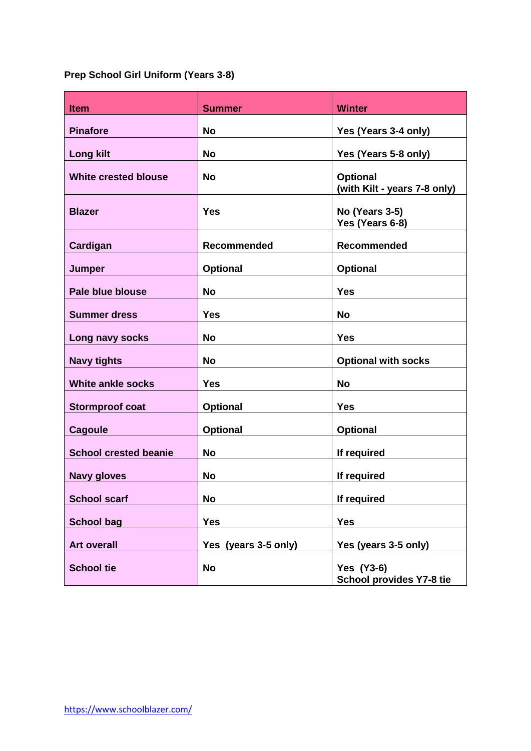**Prep School Girl Uniform (Years 3-8)**

| Item | Summer | Winter |
|---|---|---|
| Pinafore | No | Yes (Years 3-4 only) |
| Long kilt | No | Yes (Years 5-8 only) |
| White crested blouse | No | Optional<br>(with Kilt - years 7-8 only) |
| Blazer | Yes | No (Years 3-5)<br>Yes (Years 6-8) |
| Cardigan | Recommended | Recommended |
| Jumper | Optional | Optional |
| Pale blue blouse | No | Yes |
| Summer dress | Yes | No |
| Long navy socks | No | Yes |
| Navy tights | No | Optional with socks |
| White ankle socks | Yes | No |
| Stormproof coat | Optional | Yes |
| Cagoule | Optional | Optional |
| School crested beanie | No | If required |
| Navy gloves | No | If required |
| School scarf | No | If required |
| School bag | Yes | Yes |
| Art overall | Yes (years 3-5 only) | Yes (years 3-5 only) |
| School tie | No | Yes (Y3-6)<br>School provides Y7-8 tie |

https://www.schoolblazer.com/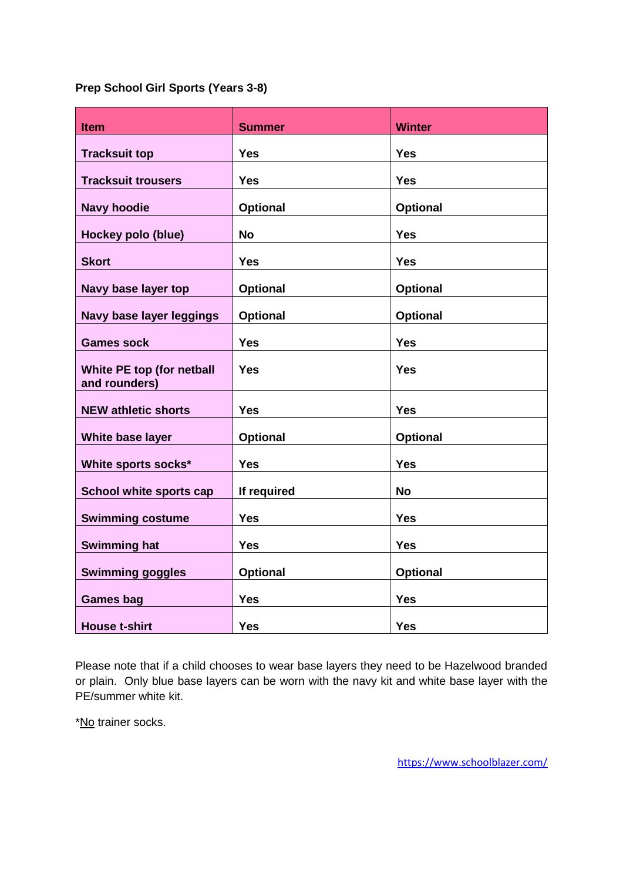**Prep School Girl Sports (Years 3-8)**

| Item | Summer | Winter |
| --- | --- | --- |
| Tracksuit top | Yes | Yes |
| Tracksuit trousers | Yes | Yes |
| Navy hoodie | Optional | Optional |
| Hockey polo (blue) | No | Yes |
| Skort | Yes | Yes |
| Navy base layer top | Optional | Optional |
| Navy base layer leggings | Optional | Optional |
| Games sock | Yes | Yes |
| White PE top (for netball and rounders) | Yes | Yes |
| NEW athletic shorts | Yes | Yes |
| White base layer | Optional | Optional |
| White sports socks* | Yes | Yes |
| School white sports cap | If required | No |
| Swimming costume | Yes | Yes |
| Swimming hat | Yes | Yes |
| Swimming goggles | Optional | Optional |
| Games bag | Yes | Yes |
| House t-shirt | Yes | Yes |

Please note that if a child chooses to wear base layers they need to be Hazelwood branded or plain. Only blue base layers can be worn with the navy kit and white base layer with the PE/summer white kit.

*No trainer socks.

https://www.schoolblazer.com/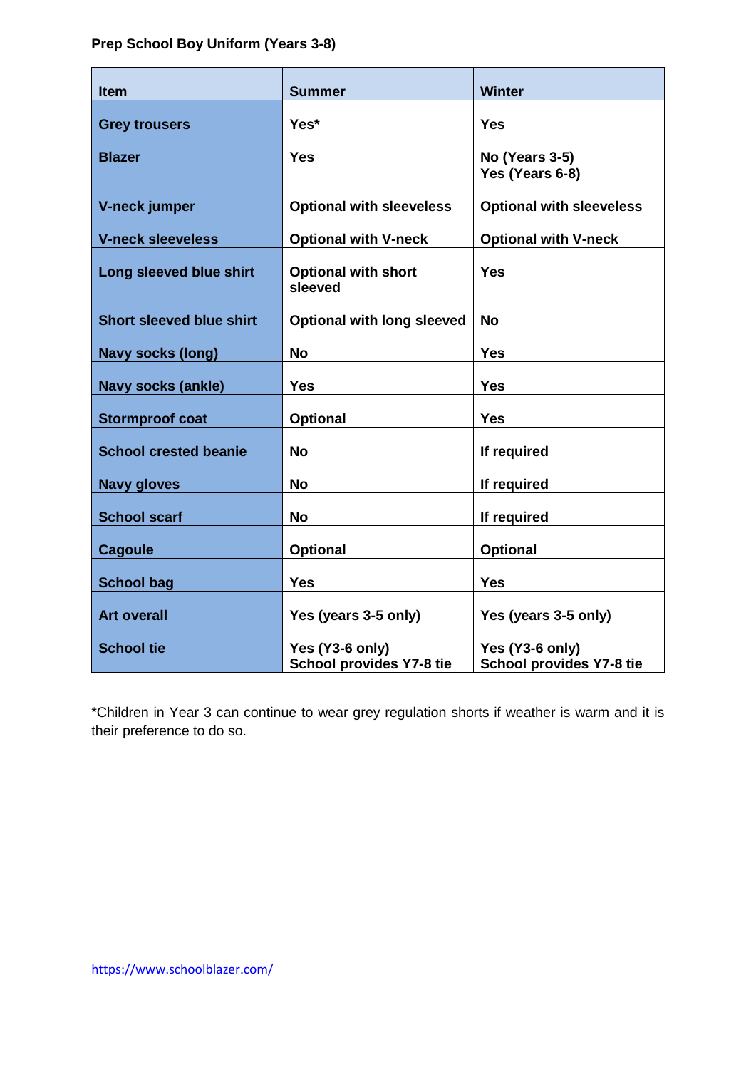**Prep School Boy Uniform (Years 3-8)**

| Item | Summer | Winter |
|---|---|---|
| Grey trousers | Yes* | Yes |
| Blazer | Yes | No (Years 3-5)<br>Yes (Years 6-8) |
| V-neck jumper | Optional with sleeveless | Optional with sleeveless |
| V-neck sleeveless | Optional with V-neck | Optional with V-neck |
| Long sleeved blue shirt | Optional with short sleeved | Yes |
| Short sleeved blue shirt | Optional with long sleeved | No |
| Navy socks (long) | No | Yes |
| Navy socks (ankle) | Yes | Yes |
| Stormproof coat | Optional | Yes |
| School crested beanie | No | If required |
| Navy gloves | No | If required |
| School scarf | No | If required |
| Cagoule | Optional | Optional |
| School bag | Yes | Yes |
| Art overall | Yes (years 3-5 only) | Yes (years 3-5 only) |
| School tie | Yes (Y3-6 only)<br>School provides Y7-8 tie | Yes (Y3-6 only)<br>School provides Y7-8 tie |

*Children in Year 3 can continue to wear grey regulation shorts if weather is warm and it is their preference to do so.

https://www.schoolblazer.com/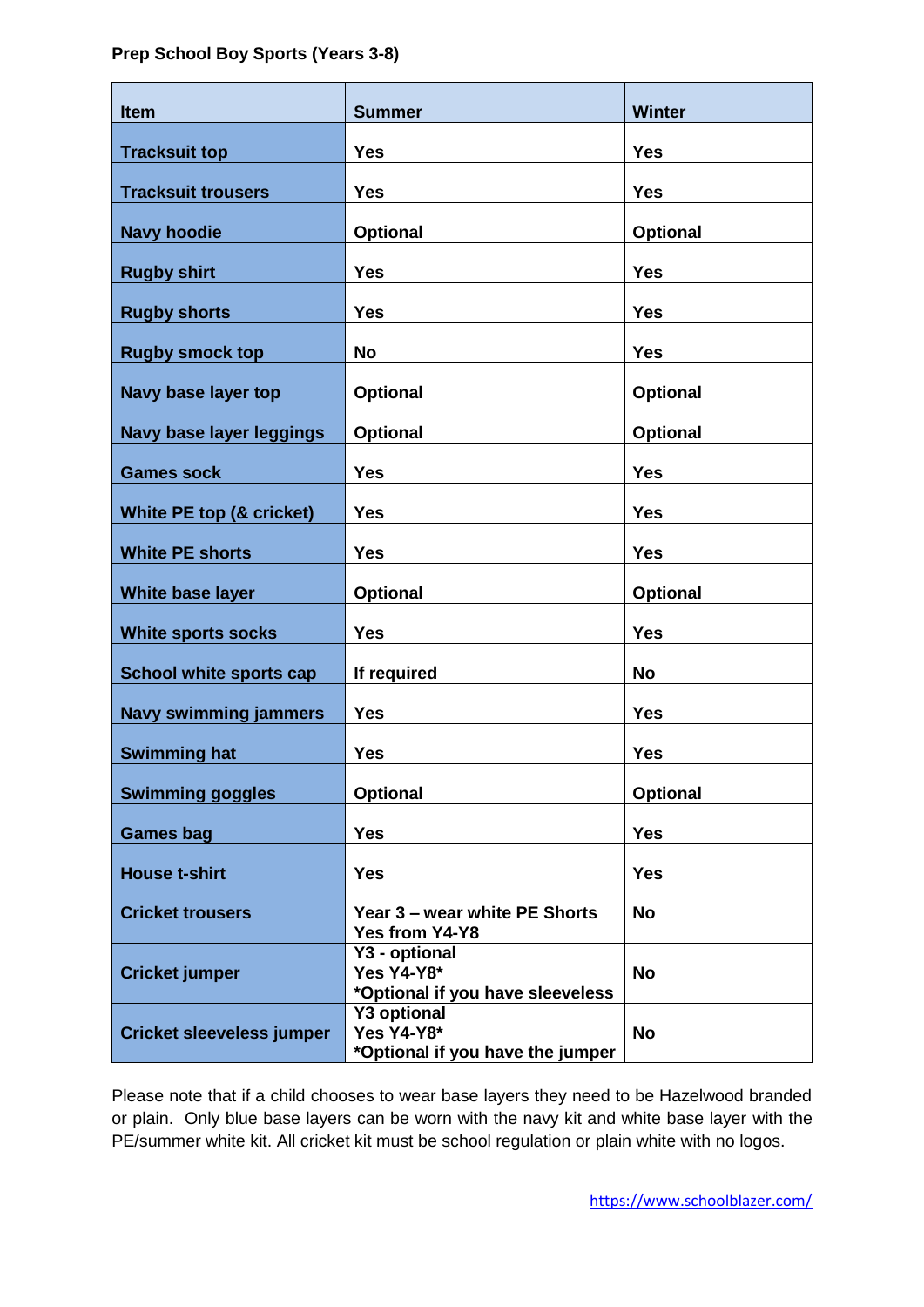**Prep School Boy Sports (Years 3-8)**

| Item | Summer | Winter |
|---|---|---|
| Tracksuit top | Yes | Yes |
| Tracksuit trousers | Yes | Yes |
| Navy hoodie | Optional | Optional |
| Rugby shirt | Yes | Yes |
| Rugby shorts | Yes | Yes |
| Rugby smock top | No | Yes |
| Navy base layer top | Optional | Optional |
| Navy base layer leggings | Optional | Optional |
| Games sock | Yes | Yes |
| White PE top (& cricket) | Yes | Yes |
| White PE shorts | Yes | Yes |
| White base layer | Optional | Optional |
| White sports socks | Yes | Yes |
| School white sports cap | If required | No |
| Navy swimming jammers | Yes | Yes |
| Swimming hat | Yes | Yes |
| Swimming goggles | Optional | Optional |
| Games bag | Yes | Yes |
| House t-shirt | Yes | Yes |
| Cricket trousers | Year 3 – wear white PE Shorts<br>Yes from Y4-Y8 | No |
| Cricket jumper | Y3 - optional<br>Yes Y4-Y8*<br>*Optional if you have sleeveless | No |
| Cricket sleeveless jumper | Y3 optional<br>Yes Y4-Y8*<br>*Optional if you have the jumper | No |

Please note that if a child chooses to wear base layers they need to be Hazelwood branded or plain. Only blue base layers can be worn with the navy kit and white base layer with the PE/summer white kit. All cricket kit must be school regulation or plain white with no logos.

https://www.schoolblazer.com/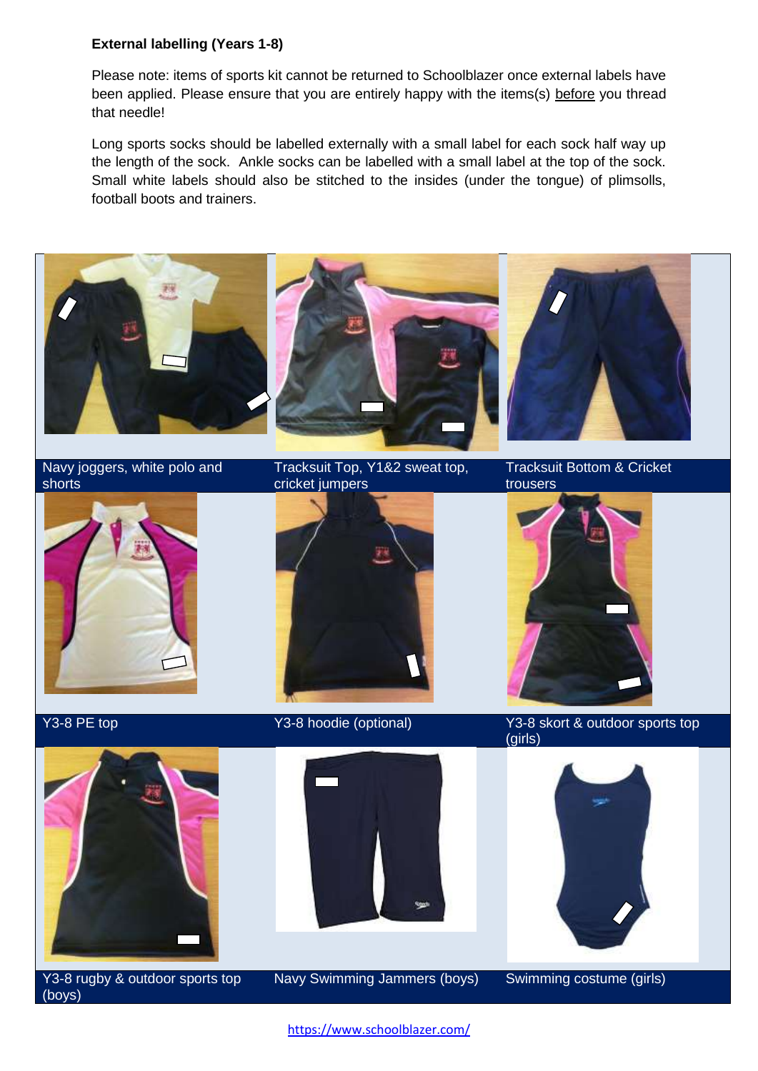**External labelling (Years 1-8)**

Please note: items of sports kit cannot be returned to Schoolblazer once external labels have been applied. Please ensure that you are entirely happy with the items(s) before you thread that needle!

Long sports socks should be labelled externally with a small label for each sock half way up the length of the sock. Ankle socks can be labelled with a small label at the top of the sock. Small white labels should also be stitched to the insides (under the tongue) of plimsolls, football boots and trainers.

Navy joggers, white polo and shorts

Tracksuit Top, Y1&2 sweat top, cricket jumpers

Tracksuit Bottom & Cricket trousers

Y3-8 PE top

Y3-8 hoodie (optional)

Y3-8 skort & outdoor sports top (girls)

Y3-8 rugby & outdoor sports top (boys)

Navy Swimming Jammers (boys)

Swimming costume (girls)

https://www.schoolblazer.com/